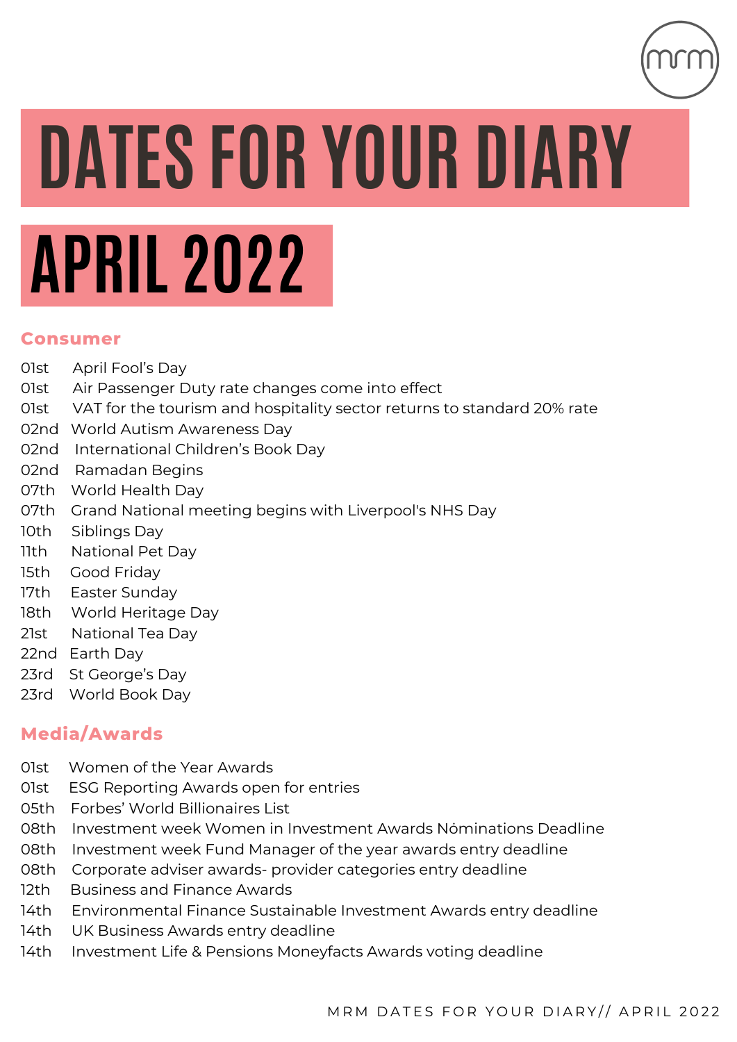# DATES FOR YOUR DIARY

# APRIL 2022

## Consumer

01st April Fool's Day
01st Air Passenger Duty rate changes come into effect
01st VAT for the tourism and hospitality sector returns to standard 20% rate
02nd World Autism Awareness Day
02nd International Children's Book Day
02nd Ramadan Begins
07th World Health Day
07th Grand National meeting begins with Liverpool's NHS Day
10th Siblings Day
11th National Pet Day
15th Good Friday
17th Easter Sunday
18th World Heritage Day
21st National Tea Day
22nd Earth Day
23rd St George's Day
23rd World Book Day

## Media/Awards

01st Women of the Year Awards
01st ESG Reporting Awards open for entries
05th Forbes' World Billionaires List
08th Investment week Women in Investment Awards Nominations Deadline
08th Investment week Fund Manager of the year awards entry deadline
08th Corporate adviser awards- provider categories entry deadline
12th Business and Finance Awards
14th Environmental Finance Sustainable Investment Awards entry deadline
14th UK Business Awards entry deadline
14th Investment Life & Pensions Moneyfacts Awards voting deadline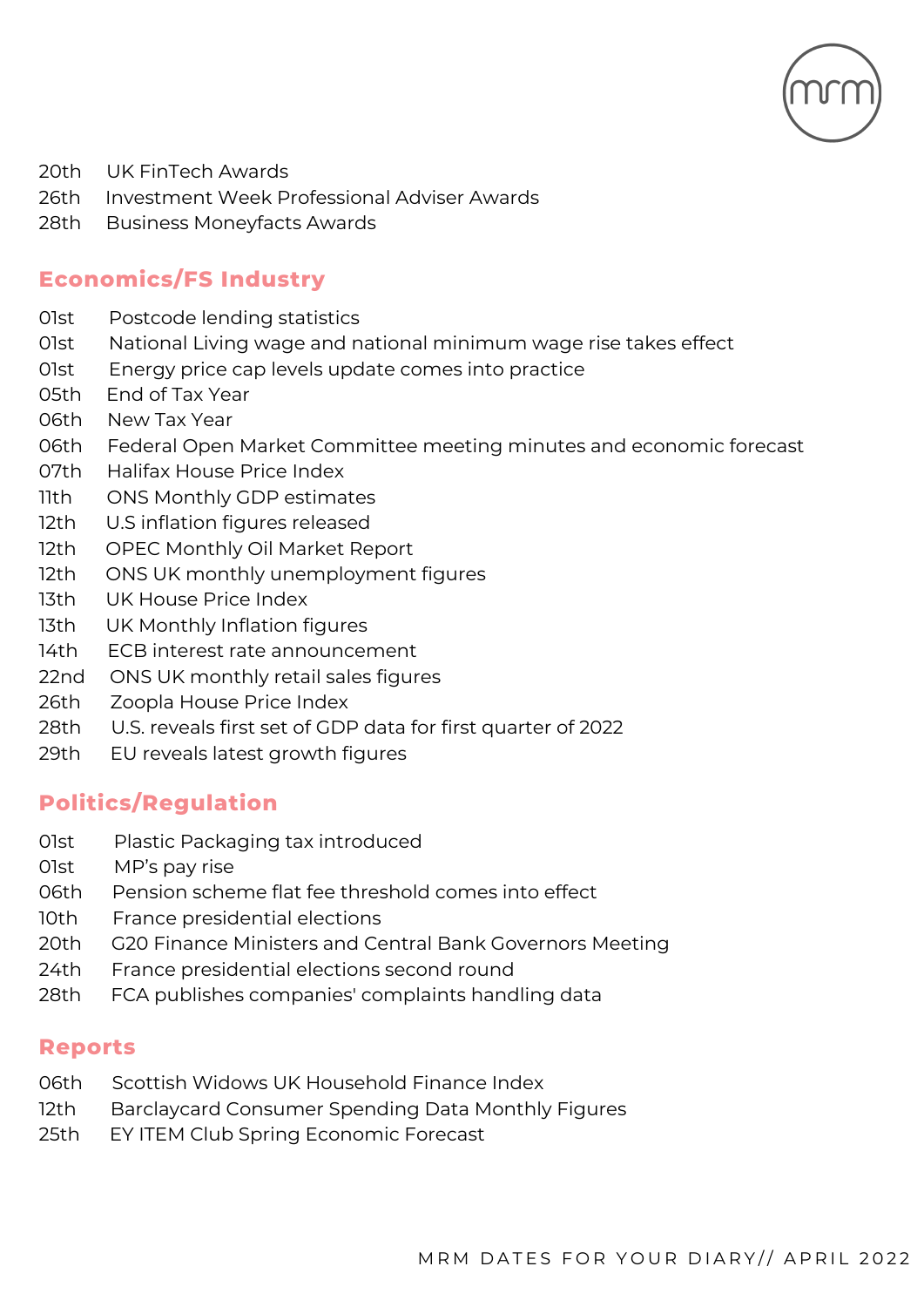20th UK FinTech Awards
26th Investment Week Professional Adviser Awards
28th Business Moneyfacts Awards

## Economics/FS Industry

01st Postcode lending statistics
01st National Living wage and national minimum wage rise takes effect
01st Energy price cap levels update comes into practice
05th End of Tax Year
06th New Tax Year
06th Federal Open Market Committee meeting minutes and economic forecast
07th Halifax House Price Index
11th ONS Monthly GDP estimates
12th U.S inflation figures released
12th OPEC Monthly Oil Market Report
12th ONS UK monthly unemployment figures
13th UK House Price Index
13th UK Monthly Inflation figures
14th ECB interest rate announcement
22nd ONS UK monthly retail sales figures
26th Zoopla House Price Index
28th U.S. reveals first set of GDP data for first quarter of 2022
29th EU reveals latest growth figures

## Politics/Regulation

01st Plastic Packaging tax introduced
01st MP's pay rise
06th Pension scheme flat fee threshold comes into effect
10th France presidential elections
20th G20 Finance Ministers and Central Bank Governors Meeting
24th France presidential elections second round
28th FCA publishes companies' complaints handling data

## Reports

06th Scottish Widows UK Household Finance Index
12th Barclaycard Consumer Spending Data Monthly Figures
25th EY ITEM Club Spring Economic Forecast